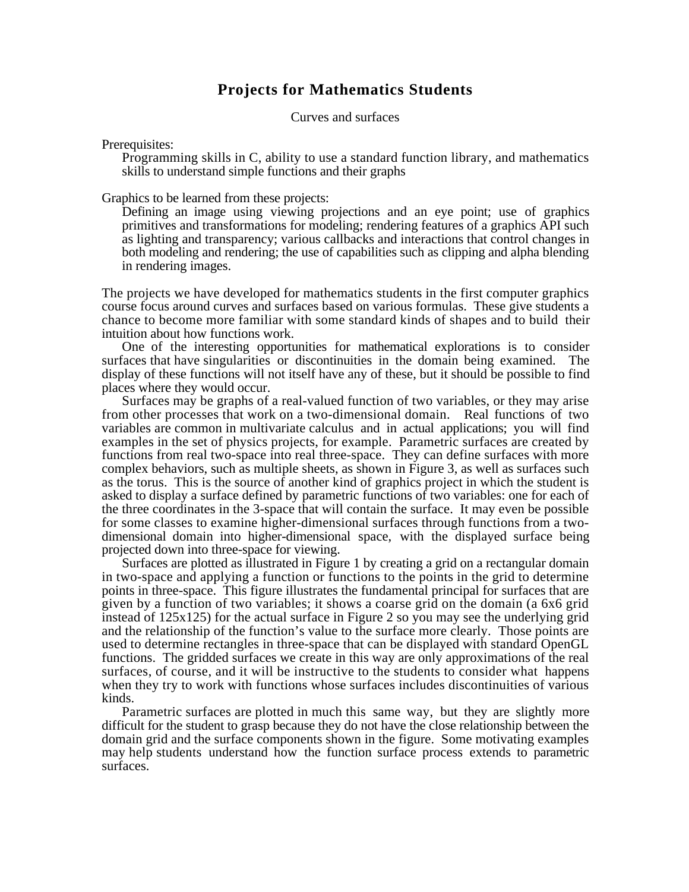# Projects for Mathematics Students

Curves and surfaces

Prerequisites:

Programming skills in C, ability to use a standard function library, and mathematics skills to understand simple functions and their graphs

Graphics to be learned from these projects:

Defining an image using viewing projections and an eye point; use of graphics primitives and transformations for modeling; rendering features of a graphics API such as lighting and transparency; various callbacks and interactions that control changes in both modeling and rendering; the use of capabilities such as clipping and alpha blending in rendering images.

The projects we have developed for mathematics students in the first computer graphics course focus around curves and surfaces based on various formulas. These give students a chance to become more familiar with some standard kinds of shapes and to build their intuition about how functions work.

One of the interesting opportunities for mathematical explorations is to consider surfaces that have singularities or discontinuities in the domain being examined. The display of these functions will not itself have any of these, but it should be possible to find places where they would occur.

Surfaces may be graphs of a real-valued function of two variables, or they may arise from other processes that work on a two-dimensional domain. Real functions of two variables are common in multivariate calculus and in actual applications; you will find examples in the set of physics projects, for example. Parametric surfaces are created by functions from real two-space into real three-space. They can define surfaces with more complex behaviors, such as multiple sheets, as shown in Figure 3, as well as surfaces such as the torus. This is the source of another kind of graphics project in which the student is asked to display a surface defined by parametric functions of two variables: one for each of the three coordinates in the 3-space that will contain the surface. It may even be possible for some classes to examine higher-dimensional surfaces through functions from a two-dimensional domain into higher-dimensional space, with the displayed surface being projected down into three-space for viewing.

Surfaces are plotted as illustrated in Figure 1 by creating a grid on a rectangular domain in two-space and applying a function or functions to the points in the grid to determine points in three-space. This figure illustrates the fundamental principal for surfaces that are given by a function of two variables; it shows a coarse grid on the domain (a 6x6 grid instead of 125x125) for the actual surface in Figure 2 so you may see the underlying grid and the relationship of the function's value to the surface more clearly. Those points are used to determine rectangles in three-space that can be displayed with standard OpenGL functions. The gridded surfaces we create in this way are only approximations of the real surfaces, of course, and it will be instructive to the students to consider what happens when they try to work with functions whose surfaces includes discontinuities of various kinds.

Parametric surfaces are plotted in much this same way, but they are slightly more difficult for the student to grasp because they do not have the close relationship between the domain grid and the surface components shown in the figure. Some motivating examples may help students understand how the function surface process extends to parametric surfaces.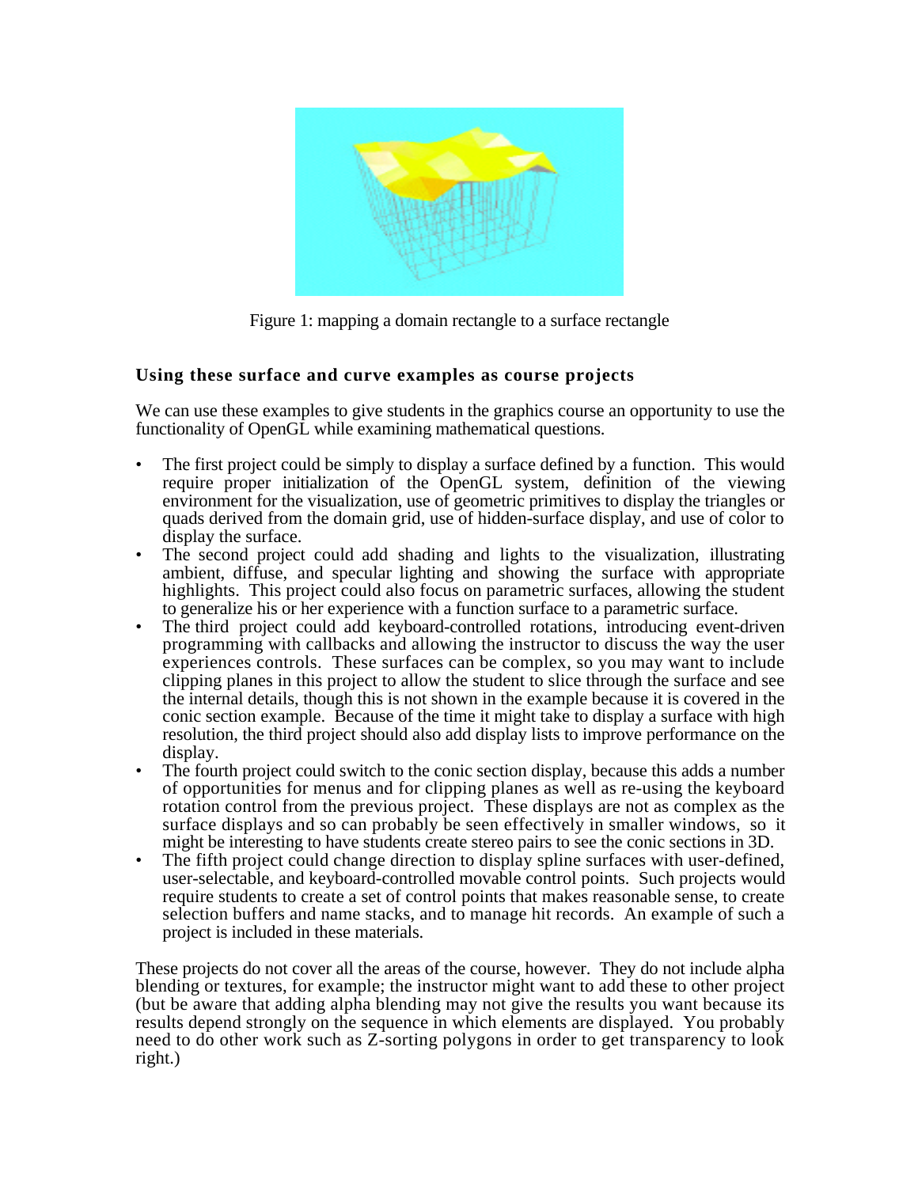Figure 1: mapping a domain rectangle to a surface rectangle

### Using these surface and curve examples as course projects

We can use these examples to give students in the graphics course an opportunity to use the functionality of OpenGL while examining mathematical questions.

- The first project could be simply to display a surface defined by a function. This would require proper initialization of the OpenGL system, definition of the viewing environment for the visualization, use of geometric primitives to display the triangles or quads derived from the domain grid, use of hidden-surface display, and use of color to display the surface.
- The second project could add shading and lights to the visualization, illustrating ambient, diffuse, and specular lighting and showing the surface with appropriate highlights. This project could also focus on parametric surfaces, allowing the student to generalize his or her experience with a function surface to a parametric surface.
- The third project could add keyboard-controlled rotations, introducing event-driven programming with callbacks and allowing the instructor to discuss the way the user experiences controls. These surfaces can be complex, so you may want to include clipping planes in this project to allow the student to slice through the surface and see the internal details, though this is not shown in the example because it is covered in the conic section example. Because of the time it might take to display a surface with high resolution, the third project should also add display lists to improve performance on the display.
- The fourth project could switch to the conic section display, because this adds a number of opportunities for menus and for clipping planes as well as re-using the keyboard rotation control from the previous project. These displays are not as complex as the surface displays and so can probably be seen effectively in smaller windows, so it might be interesting to have students create stereo pairs to see the conic sections in 3D.
- The fifth project could change direction to display spline surfaces with user-defined, user-selectable, and keyboard-controlled movable control points. Such projects would require students to create a set of control points that makes reasonable sense, to create selection buffers and name stacks, and to manage hit records. An example of such a project is included in these materials.

These projects do not cover all the areas of the course, however. They do not include alpha blending or textures, for example; the instructor might want to add these to other project (but be aware that adding alpha blending may not give the results you want because its results depend strongly on the sequence in which elements are displayed. You probably need to do other work such as Z-sorting polygons in order to get transparency to look right.)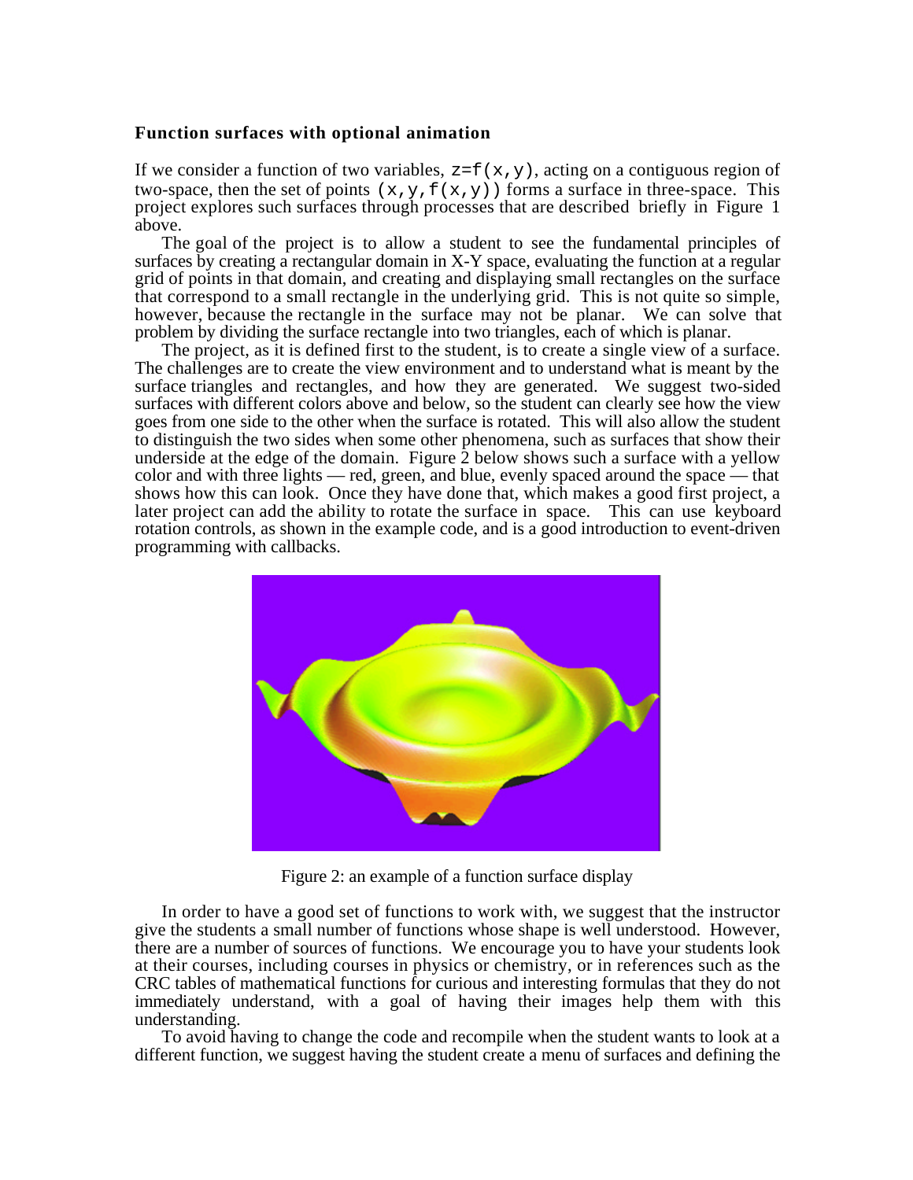### Function surfaces with optional animation

If we consider a function of two variables, `z=f(x,y)`, acting on a contiguous region of two-space, then the set of points `(x,y,f(x,y))` forms a surface in three-space. This project explores such surfaces through processes that are described briefly in Figure 1 above.

The goal of the project is to allow a student to see the fundamental principles of surfaces by creating a rectangular domain in X-Y space, evaluating the function at a regular grid of points in that domain, and creating and displaying small rectangles on the surface that correspond to a small rectangle in the underlying grid. This is not quite so simple, however, because the rectangle in the surface may not be planar. We can solve that problem by dividing the surface rectangle into two triangles, each of which is planar.

The project, as it is defined first to the student, is to create a single view of a surface. The challenges are to create the view environment and to understand what is meant by the surface triangles and rectangles, and how they are generated. We suggest two-sided surfaces with different colors above and below, so the student can clearly see how the view goes from one side to the other when the surface is rotated. This will also allow the student to distinguish the two sides when some other phenomena, such as surfaces that show their underside at the edge of the domain. Figure 2 below shows such a surface with a yellow color and with three lights — red, green, and blue, evenly spaced around the space — that shows how this can look. Once they have done that, which makes a good first project, a later project can add the ability to rotate the surface in space. This can use keyboard rotation controls, as shown in the example code, and is a good introduction to event-driven programming with callbacks.

Figure 2: an example of a function surface display

In order to have a good set of functions to work with, we suggest that the instructor give the students a small number of functions whose shape is well understood. However, there are a number of sources of functions. We encourage you to have your students look at their courses, including courses in physics or chemistry, or in references such as the CRC tables of mathematical functions for curious and interesting formulas that they do not immediately understand, with a goal of having their images help them with this understanding.

To avoid having to change the code and recompile when the student wants to look at a different function, we suggest having the student create a menu of surfaces and defining the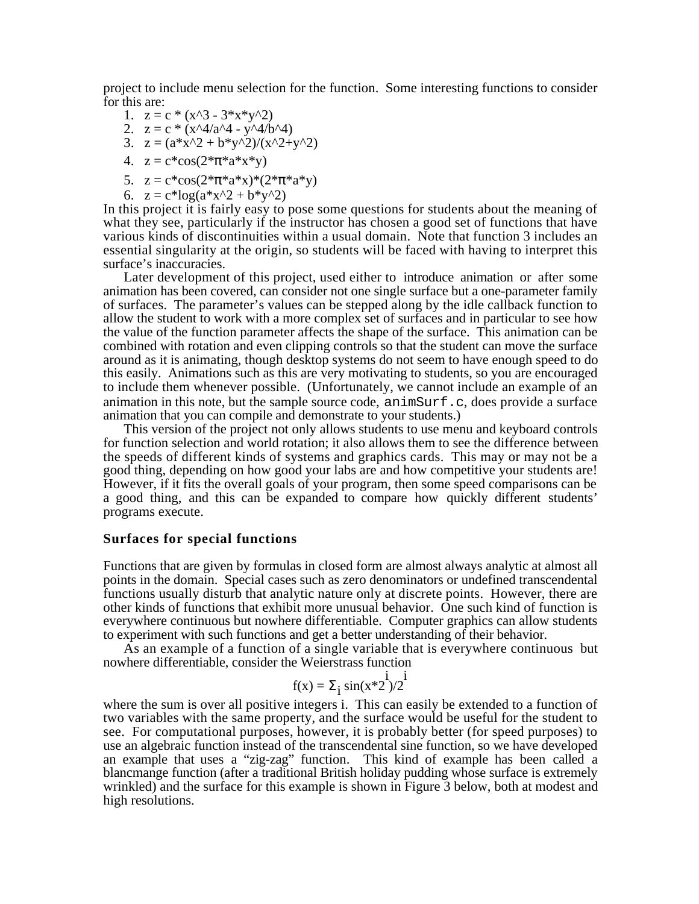project to include menu selection for the function. Some interesting functions to consider for this are:

1. z = c * (x^3 - 3*x*y^2)
2. z = c * (x^4/a^4 - y^4/b^4)
3. z = (a*x^2 + b*y^2)/(x^2+y^2)
4. z = c*cos(2*π*a*x*y)
5. z = c*cos(2*π*a*x)*(2*π*a*y)
6. z = c*log(a*x^2 + b*y^2)

In this project it is fairly easy to pose some questions for students about the meaning of what they see, particularly if the instructor has chosen a good set of functions that have various kinds of discontinuities within a usual domain. Note that function 3 includes an essential singularity at the origin, so students will be faced with having to interpret this surface's inaccuracies.

Later development of this project, used either to introduce animation or after some animation has been covered, can consider not one single surface but a one-parameter family of surfaces. The parameter's values can be stepped along by the idle callback function to allow the student to work with a more complex set of surfaces and in particular to see how the value of the function parameter affects the shape of the surface. This animation can be combined with rotation and even clipping controls so that the student can move the surface around as it is animating, though desktop systems do not seem to have enough speed to do this easily. Animations such as this are very motivating to students, so you are encouraged to include them whenever possible. (Unfortunately, we cannot include an example of an animation in this note, but the sample source code, `animSurf.c`, does provide a surface animation that you can compile and demonstrate to your students.)

This version of the project not only allows students to use menu and keyboard controls for function selection and world rotation; it also allows them to see the difference between the speeds of different kinds of systems and graphics cards. This may or may not be a good thing, depending on how good your labs are and how competitive your students are! However, if it fits the overall goals of your program, then some speed comparisons can be a good thing, and this can be expanded to compare how quickly different students' programs execute.

### Surfaces for special functions

Functions that are given by formulas in closed form are almost always analytic at almost all points in the domain. Special cases such as zero denominators or undefined transcendental functions usually disturb that analytic nature only at discrete points. However, there are other kinds of functions that exhibit more unusual behavior. One such kind of function is everywhere continuous but nowhere differentiable. Computer graphics can allow students to experiment with such functions and get a better understanding of their behavior.

As an example of a function of a single variable that is everywhere continuous but nowhere differentiable, consider the Weierstrass function

$$f(x) = \Sigma_i \sin(x*2^i)/2^i$$

where the sum is over all positive integers i. This can easily be extended to a function of two variables with the same property, and the surface would be useful for the student to see. For computational purposes, however, it is probably better (for speed purposes) to use an algebraic function instead of the transcendental sine function, so we have developed an example that uses a "zig-zag" function. This kind of example has been called a blancmange function (after a traditional British holiday pudding whose surface is extremely wrinkled) and the surface for this example is shown in Figure 3 below, both at modest and high resolutions.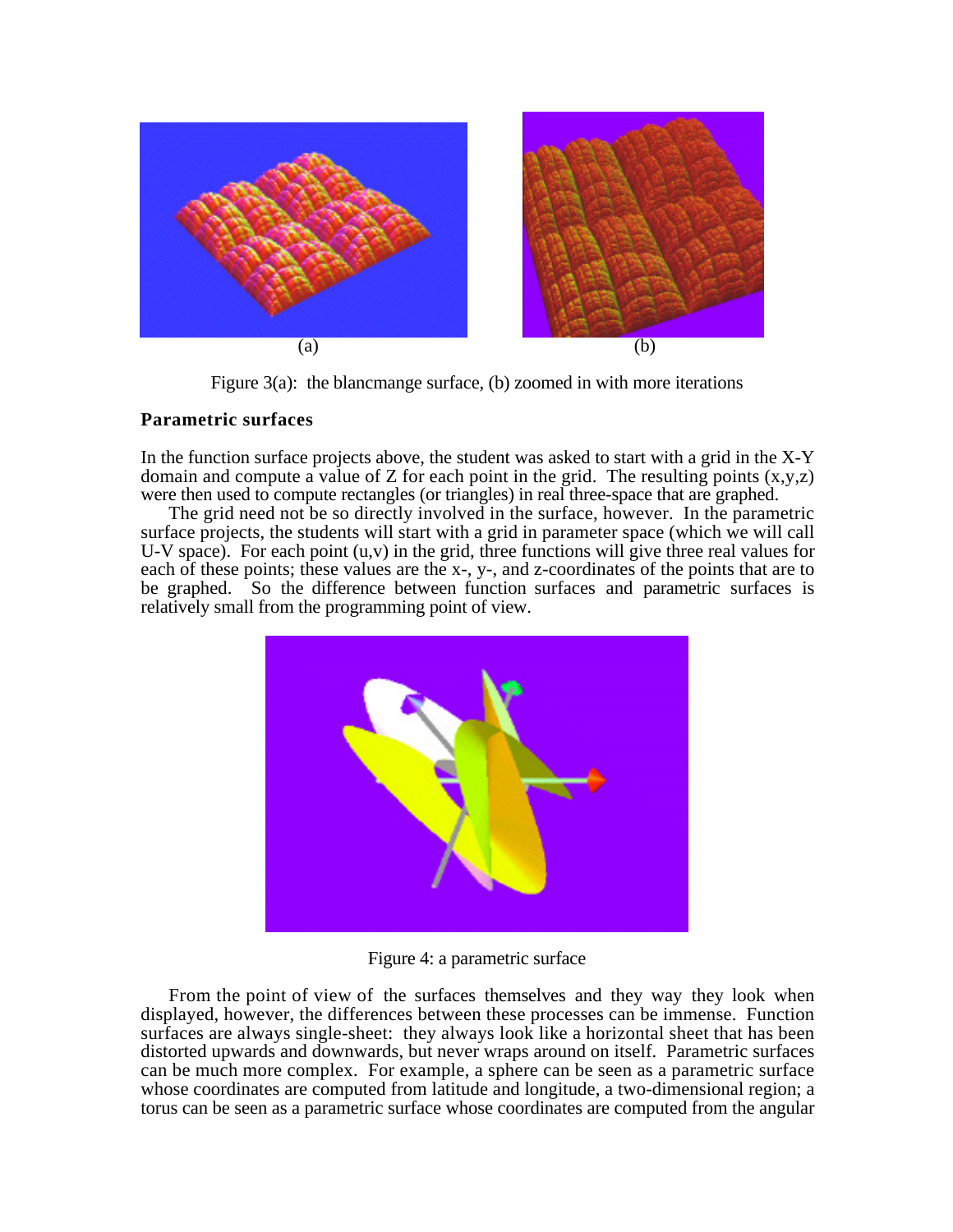(a) (b)

Figure 3(a): the blancmange surface, (b) zoomed in with more iterations

**Parametric surfaces**

In the function surface projects above, the student was asked to start with a grid in the X-Y domain and compute a value of Z for each point in the grid. The resulting points (x,y,z) were then used to compute rectangles (or triangles) in real three-space that are graphed.

The grid need not be so directly involved in the surface, however. In the parametric surface projects, the students will start with a grid in parameter space (which we will call U-V space). For each point (u,v) in the grid, three functions will give three real values for each of these points; these values are the x-, y-, and z-coordinates of the points that are to be graphed. So the difference between function surfaces and parametric surfaces is relatively small from the programming point of view.

Figure 4: a parametric surface

From the point of view of the surfaces themselves and they way they look when displayed, however, the differences between these processes can be immense. Function surfaces are always single-sheet: they always look like a horizontal sheet that has been distorted upwards and downwards, but never wraps around on itself. Parametric surfaces can be much more complex. For example, a sphere can be seen as a parametric surface whose coordinates are computed from latitude and longitude, a two-dimensional region; a torus can be seen as a parametric surface whose coordinates are computed from the angular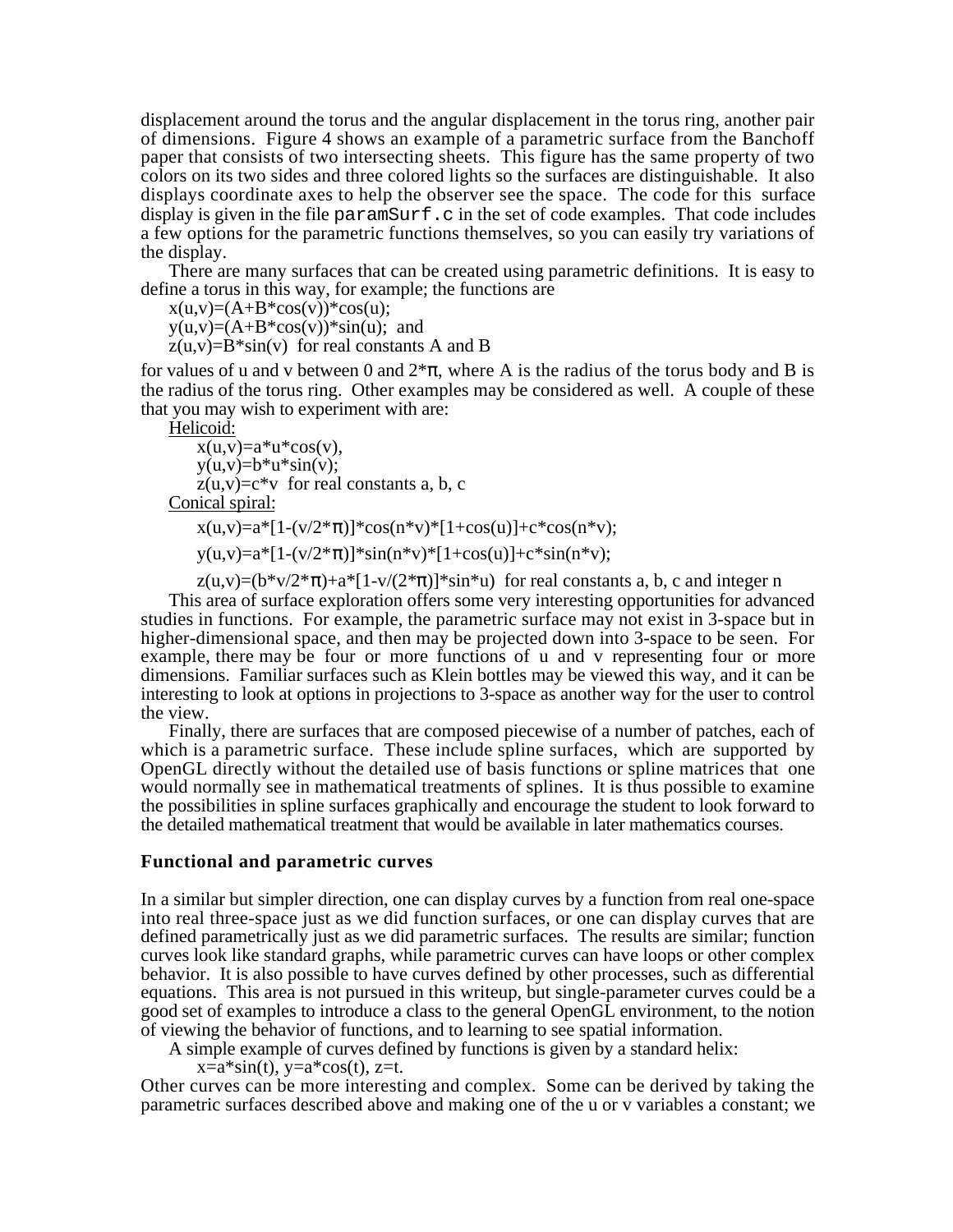displacement around the torus and the angular displacement in the torus ring, another pair of dimensions. Figure 4 shows an example of a parametric surface from the Banchoff paper that consists of two intersecting sheets. This figure has the same property of two colors on its two sides and three colored lights so the surfaces are distinguishable. It also displays coordinate axes to help the observer see the space. The code for this surface display is given in the file `paramSurf.c` in the set of code examples. That code includes a few options for the parametric functions themselves, so you can easily try variations of the display.

There are many surfaces that can be created using parametric definitions. It is easy to define a torus in this way, for example; the functions are

$x(u,v)=(A+B*\cos(v))*\cos(u)$;
$y(u,v)=(A+B*\cos(v))*\sin(u)$; and
$z(u,v)=B*\sin(v)$ for real constants A and B

for values of u and v between 0 and $2*\pi$, where A is the radius of the torus body and B is the radius of the torus ring. Other examples may be considered as well. A couple of these that you may wish to experiment with are:

Helicoid:

$x(u,v)=a*u*\cos(v)$,
$y(u,v)=b*u*\sin(v)$;
$z(u,v)=c*v$ for real constants a, b, c

Conical spiral:

$x(u,v)=a*[1-(v/2*\pi)]*\cos(n*v)*[1+\cos(u)]+c*\cos(n*v)$;

$y(u,v)=a*[1-(v/2*\pi)]*\sin(n*v)*[1+\cos(u)]+c*\sin(n*v)$;

$z(u,v)=(b*v/2*\pi)+a*[1-v/(2*\pi)]*\sin*u)$ for real constants a, b, c and integer n

This area of surface exploration offers some very interesting opportunities for advanced studies in functions. For example, the parametric surface may not exist in 3-space but in higher-dimensional space, and then may be projected down into 3-space to be seen. For example, there may be four or more functions of u and v representing four or more dimensions. Familiar surfaces such as Klein bottles may be viewed this way, and it can be interesting to look at options in projections to 3-space as another way for the user to control the view.

Finally, there are surfaces that are composed piecewise of a number of patches, each of which is a parametric surface. These include spline surfaces, which are supported by OpenGL directly without the detailed use of basis functions or spline matrices that one would normally see in mathematical treatments of splines. It is thus possible to examine the possibilities in spline surfaces graphically and encourage the student to look forward to the detailed mathematical treatment that would be available in later mathematics courses.

### Functional and parametric curves

In a similar but simpler direction, one can display curves by a function from real one-space into real three-space just as we did function surfaces, or one can display curves that are defined parametrically just as we did parametric surfaces. The results are similar; function curves look like standard graphs, while parametric curves can have loops or other complex behavior. It is also possible to have curves defined by other processes, such as differential equations. This area is not pursued in this writeup, but single-parameter curves could be a good set of examples to introduce a class to the general OpenGL environment, to the notion of viewing the behavior of functions, and to learning to see spatial information.

A simple example of curves defined by functions is given by a standard helix:

$x=a*\sin(t)$, $y=a*\cos(t)$, $z=t$.

Other curves can be more interesting and complex. Some can be derived by taking the parametric surfaces described above and making one of the u or v variables a constant; we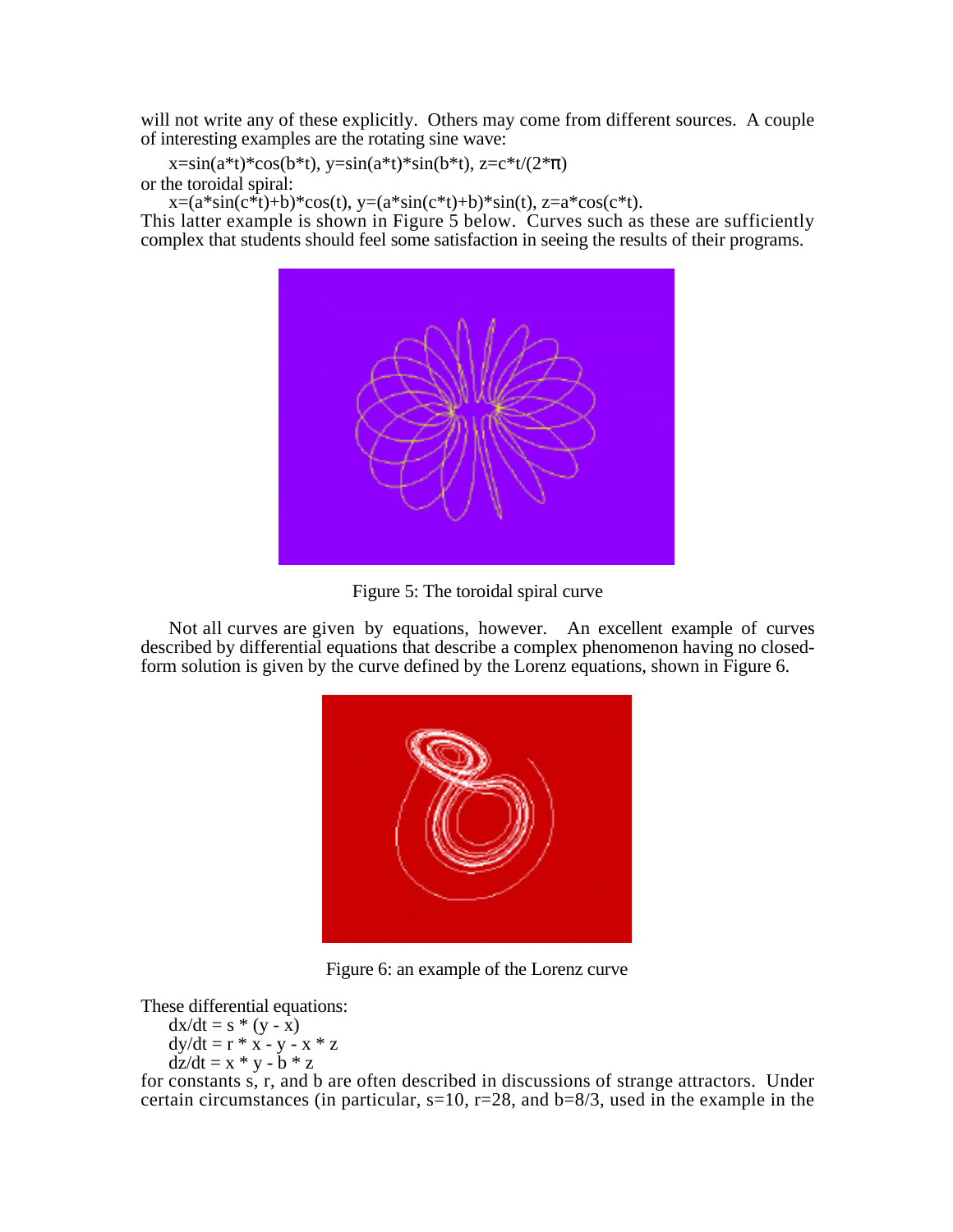will not write any of these explicitly. Others may come from different sources. A couple of interesting examples are the rotating sine wave:

$x=\sin(a*t)*\cos(b*t)$, $y=\sin(a*t)*\sin(b*t)$, $z=c*t/(2*\pi)$

or the toroidal spiral:

$x=(a*\sin(c*t)+b)*\cos(t)$, $y=(a*\sin(c*t)+b)*\sin(t)$, $z=a*\cos(c*t)$.

This latter example is shown in Figure 5 below. Curves such as these are sufficiently complex that students should feel some satisfaction in seeing the results of their programs.

Figure 5: The toroidal spiral curve

Not all curves are given by equations, however. An excellent example of curves described by differential equations that describe a complex phenomenon having no closed-form solution is given by the curve defined by the Lorenz equations, shown in Figure 6.

Figure 6: an example of the Lorenz curve

These differential equations:

$$dx/dt = s * (y - x)$$
$$dy/dt = r * x - y - x * z$$
$$dz/dt = x * y - b * z$$

for constants s, r, and b are often described in discussions of strange attractors. Under certain circumstances (in particular, $s=10$, $r=28$, and $b=8/3$, used in the example in the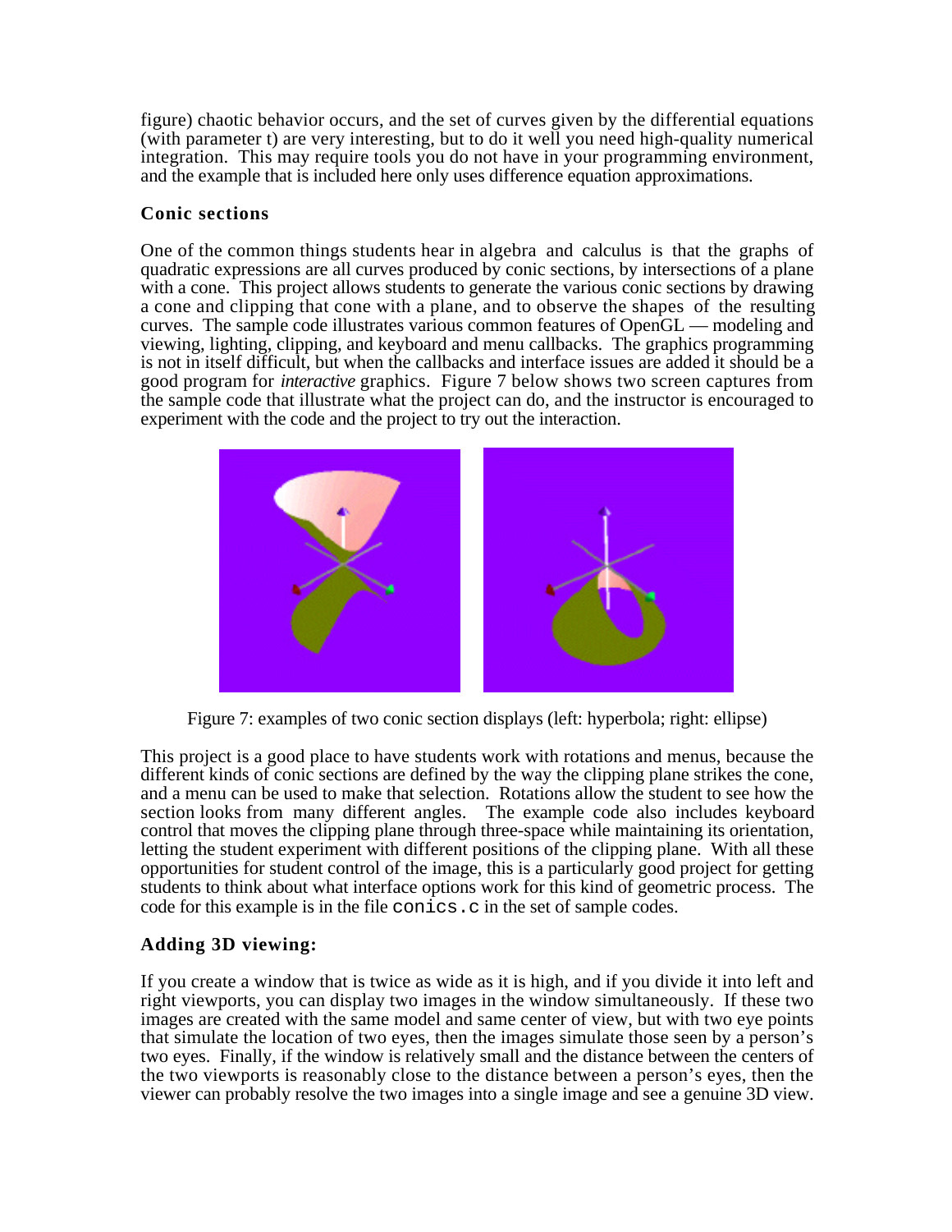figure) chaotic behavior occurs, and the set of curves given by the differential equations (with parameter t) are very interesting, but to do it well you need high-quality numerical integration. This may require tools you do not have in your programming environment, and the example that is included here only uses difference equation approximations.

### Conic sections

One of the common things students hear in algebra and calculus is that the graphs of quadratic expressions are all curves produced by conic sections, by intersections of a plane with a cone. This project allows students to generate the various conic sections by drawing a cone and clipping that cone with a plane, and to observe the shapes of the resulting curves. The sample code illustrates various common features of OpenGL — modeling and viewing, lighting, clipping, and keyboard and menu callbacks. The graphics programming is not in itself difficult, but when the callbacks and interface issues are added it should be a good program for *interactive* graphics. Figure 7 below shows two screen captures from the sample code that illustrate what the project can do, and the instructor is encouraged to experiment with the code and the project to try out the interaction.

Figure 7: examples of two conic section displays (left: hyperbola; right: ellipse)

This project is a good place to have students work with rotations and menus, because the different kinds of conic sections are defined by the way the clipping plane strikes the cone, and a menu can be used to make that selection. Rotations allow the student to see how the section looks from many different angles. The example code also includes keyboard control that moves the clipping plane through three-space while maintaining its orientation, letting the student experiment with different positions of the clipping plane. With all these opportunities for student control of the image, this is a particularly good project for getting students to think about what interface options work for this kind of geometric process. The code for this example is in the file `conics.c` in the set of sample codes.

### Adding 3D viewing:

If you create a window that is twice as wide as it is high, and if you divide it into left and right viewports, you can display two images in the window simultaneously. If these two images are created with the same model and same center of view, but with two eye points that simulate the location of two eyes, then the images simulate those seen by a person's two eyes. Finally, if the window is relatively small and the distance between the centers of the two viewports is reasonably close to the distance between a person's eyes, then the viewer can probably resolve the two images into a single image and see a genuine 3D view.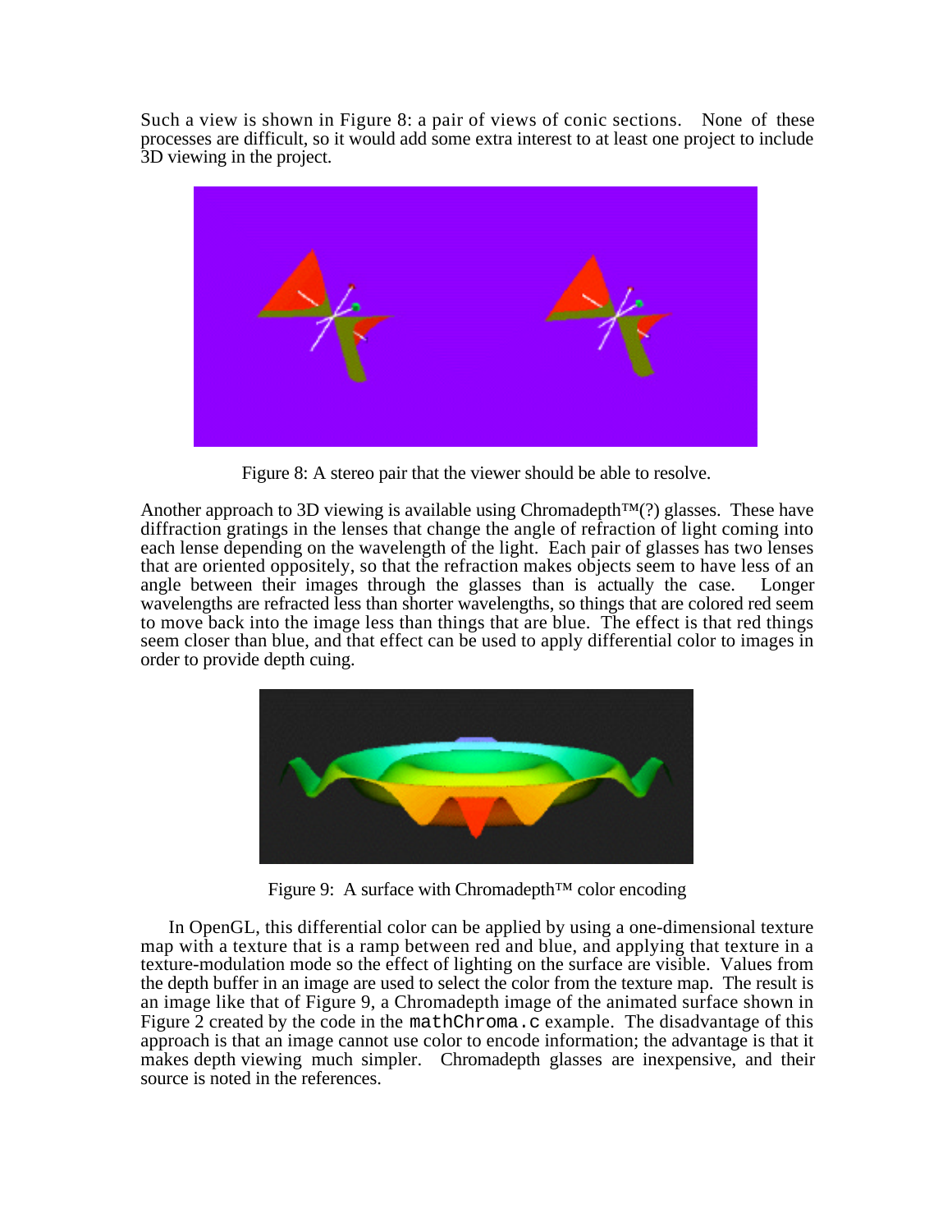Such a view is shown in Figure 8: a pair of views of conic sections. None of these processes are difficult, so it would add some extra interest to at least one project to include 3D viewing in the project.

Figure 8: A stereo pair that the viewer should be able to resolve.

Another approach to 3D viewing is available using Chromadepth™(?) glasses. These have diffraction gratings in the lenses that change the angle of refraction of light coming into each lense depending on the wavelength of the light. Each pair of glasses has two lenses that are oriented oppositely, so that the refraction makes objects seem to have less of an angle between their images through the glasses than is actually the case. Longer wavelengths are refracted less than shorter wavelengths, so things that are colored red seem to move back into the image less than things that are blue. The effect is that red things seem closer than blue, and that effect can be used to apply differential color to images in order to provide depth cuing.

Figure 9: A surface with Chromadepth™ color encoding

In OpenGL, this differential color can be applied by using a one-dimensional texture map with a texture that is a ramp between red and blue, and applying that texture in a texture-modulation mode so the effect of lighting on the surface are visible. Values from the depth buffer in an image are used to select the color from the texture map. The result is an image like that of Figure 9, a Chromadepth image of the animated surface shown in Figure 2 created by the code in the `mathChroma.c` example. The disadvantage of this approach is that an image cannot use color to encode information; the advantage is that it makes depth viewing much simpler. Chromadepth glasses are inexpensive, and their source is noted in the references.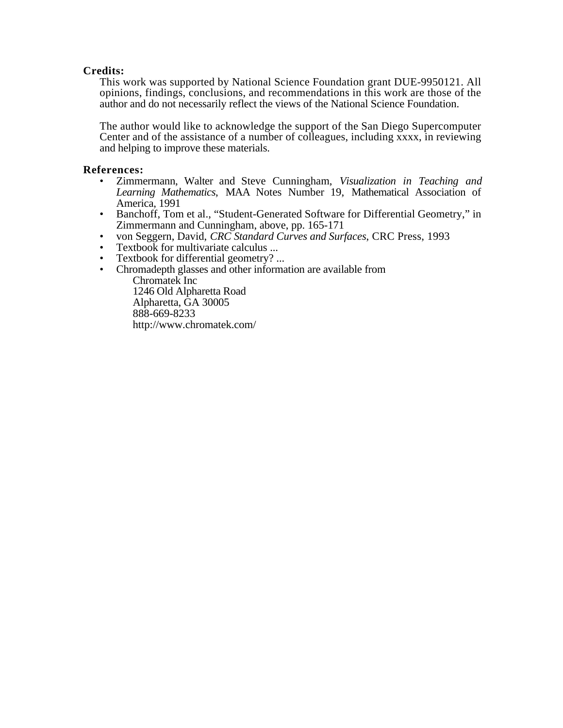**Credits:**

This work was supported by National Science Foundation grant DUE-9950121. All opinions, findings, conclusions, and recommendations in this work are those of the author and do not necessarily reflect the views of the National Science Foundation.

The author would like to acknowledge the support of the San Diego Supercomputer Center and of the assistance of a number of colleagues, including xxxx, in reviewing and helping to improve these materials.

**References:**

- Zimmermann, Walter and Steve Cunningham, *Visualization in Teaching and Learning Mathematics*, MAA Notes Number 19, Mathematical Association of America, 1991
- Banchoff, Tom et al., "Student-Generated Software for Differential Geometry," in Zimmermann and Cunningham, above, pp. 165-171
- von Seggern, David, *CRC Standard Curves and Surfaces*, CRC Press, 1993
- Textbook for multivariate calculus ...
- Textbook for differential geometry? ...
- Chromadepth glasses and other information are available from
  Chromatek Inc
  1246 Old Alpharetta Road
  Alpharetta, GA 30005
  888-669-8233
  http://www.chromatek.com/